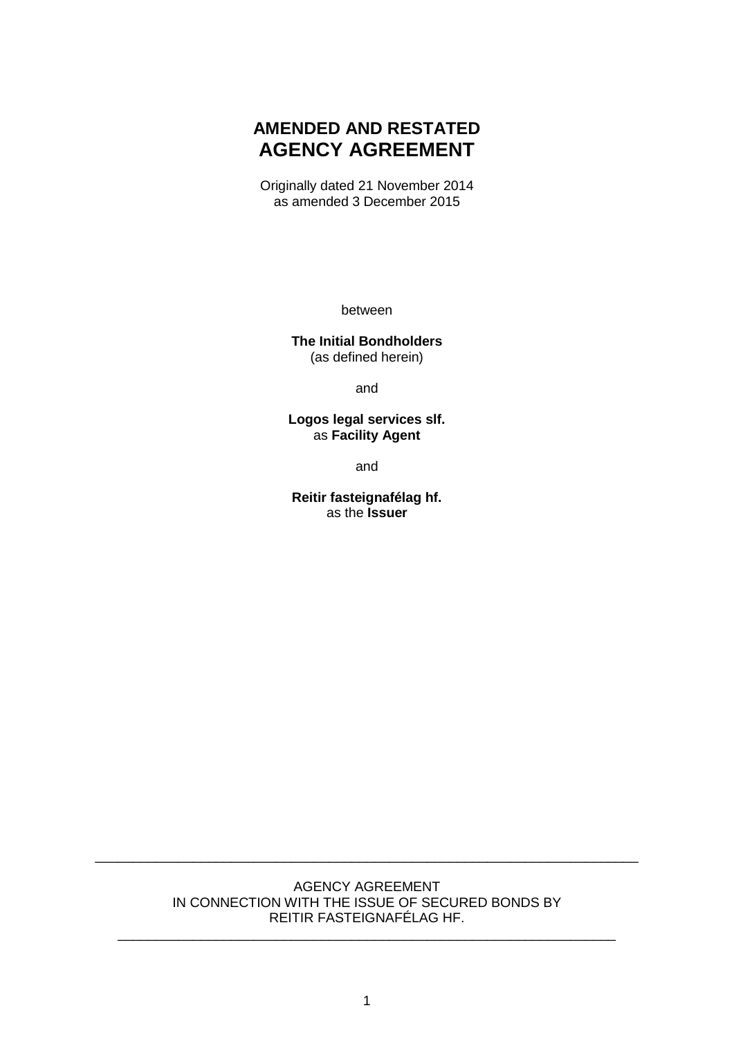# AMENDED AND RESTATED
# AGENCY AGREEMENT

Originally dated 21 November 2014
as amended 3 December 2015

between

**The Initial Bondholders**
(as defined herein)

and

**Logos legal services slf.**
as **Facility Agent**

and

**Reitir fasteignafélag hf.**
as the **Issuer**

---

AGENCY AGREEMENT
IN CONNECTION WITH THE ISSUE OF SECURED BONDS BY
REITIR FASTEIGNAFÉLAG HF.

---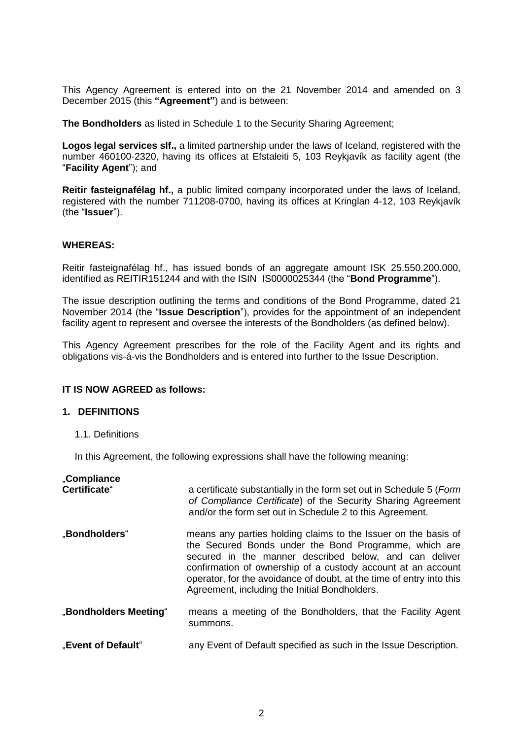This Agency Agreement is entered into on the 21 November 2014 and amended on 3 December 2015 (this **"Agreement"**) and is between:

**The Bondholders** as listed in Schedule 1 to the Security Sharing Agreement;

**Logos legal services slf.,** a limited partnership under the laws of Iceland, registered with the number 460100-2320, having its offices at Efstaleiti 5, 103 Reykjavík as facility agent (the "**Facility Agent**"); and

**Reitir fasteignafélag hf.,** a public limited company incorporated under the laws of Iceland, registered with the number 711208-0700, having its offices at Kringlan 4-12, 103 Reykjavík (the "**Issuer**").

**WHEREAS:**

Reitir fasteignafélag hf., has issued bonds of an aggregate amount ISK 25.550.200.000, identified as REITIR151244 and with the ISIN IS0000025344 (the "**Bond Programme**").

The issue description outlining the terms and conditions of the Bond Programme, dated 21 November 2014 (the "**Issue Description**"), provides for the appointment of an independent facility agent to represent and oversee the interests of the Bondholders (as defined below).

This Agency Agreement prescribes for the role of the Facility Agent and its rights and obligations vis-á-vis the Bondholders and is entered into further to the Issue Description.

**IT IS NOW AGREED as follows:**

## 1. DEFINITIONS

1.1. Definitions

In this Agreement, the following expressions shall have the following meaning:

| | |
|---|---|
| „**Compliance Certificate**" | a certificate substantially in the form set out in Schedule 5 (*Form of Compliance Certificate*) of the Security Sharing Agreement and/or the form set out in Schedule 2 to this Agreement. |
| „**Bondholders**" | means any parties holding claims to the Issuer on the basis of the Secured Bonds under the Bond Programme, which are secured in the manner described below, and can deliver confirmation of ownership of a custody account at an account operator, for the avoidance of doubt, at the time of entry into this Agreement, including the Initial Bondholders. |
| „**Bondholders Meeting**" | means a meeting of the Bondholders, that the Facility Agent summons. |
| „**Event of Default**" | any Event of Default specified as such in the Issue Description. |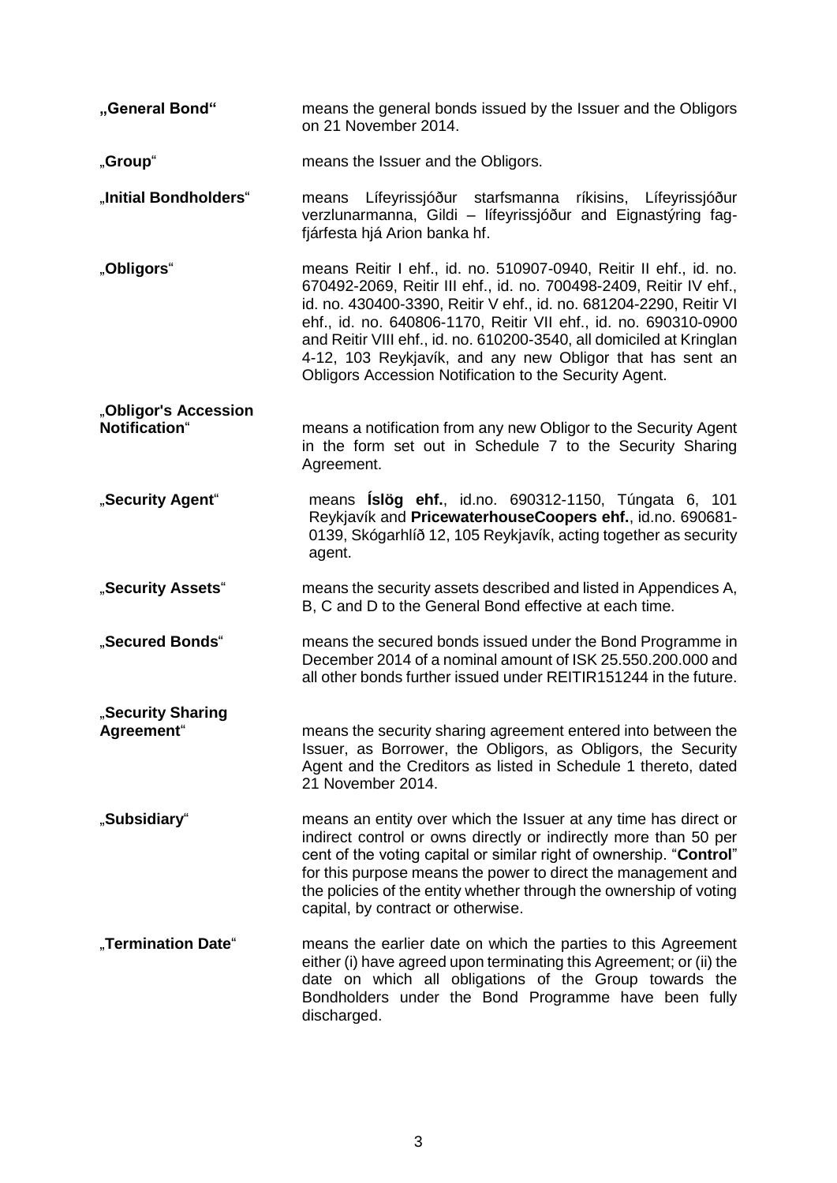**„General Bond“** means the general bonds issued by the Issuer and the Obligors on 21 November 2014.

„**Group**“ means the Issuer and the Obligors.

„**Initial Bondholders**“ means Lífeyrissjóður starfsmanna ríkisins, Lífeyrissjóður verzlunarmanna, Gildi – lífeyrissjóður and Eignastýring fag-fjárfesta hjá Arion banka hf.

„**Obligors**“ means Reitir I ehf., id. no. 510907-0940, Reitir II ehf., id. no. 670492-2069, Reitir III ehf., id. no. 700498-2409, Reitir IV ehf., id. no. 430400-3390, Reitir V ehf., id. no. 681204-2290, Reitir VI ehf., id. no. 640806-1170, Reitir VII ehf., id. no. 690310-0900 and Reitir VIII ehf., id. no. 610200-3540, all domiciled at Kringlan 4-12, 103 Reykjavík, and any new Obligor that has sent an Obligors Accession Notification to the Security Agent.

„**Obligor's Accession Notification**“ means a notification from any new Obligor to the Security Agent in the form set out in Schedule 7 to the Security Sharing Agreement.

„**Security Agent**“ means **Íslög ehf.**, id.no. 690312-1150, Túngata 6, 101 Reykjavík and **PricewaterhouseCoopers ehf.**, id.no. 690681-0139, Skógarhlíð 12, 105 Reykjavík, acting together as security agent.

„**Security Assets**“ means the security assets described and listed in Appendices A, B, C and D to the General Bond effective at each time.

„**Secured Bonds**“ means the secured bonds issued under the Bond Programme in December 2014 of a nominal amount of ISK 25.550.200.000 and all other bonds further issued under REITIR151244 in the future.

„**Security Sharing Agreement**“ means the security sharing agreement entered into between the Issuer, as Borrower, the Obligors, as Obligors, the Security Agent and the Creditors as listed in Schedule 1 thereto, dated 21 November 2014.

„**Subsidiary**“ means an entity over which the Issuer at any time has direct or indirect control or owns directly or indirectly more than 50 per cent of the voting capital or similar right of ownership. "**Control**" for this purpose means the power to direct the management and the policies of the entity whether through the ownership of voting capital, by contract or otherwise.

„**Termination Date**“ means the earlier date on which the parties to this Agreement either (i) have agreed upon terminating this Agreement; or (ii) the date on which all obligations of the Group towards the Bondholders under the Bond Programme have been fully discharged.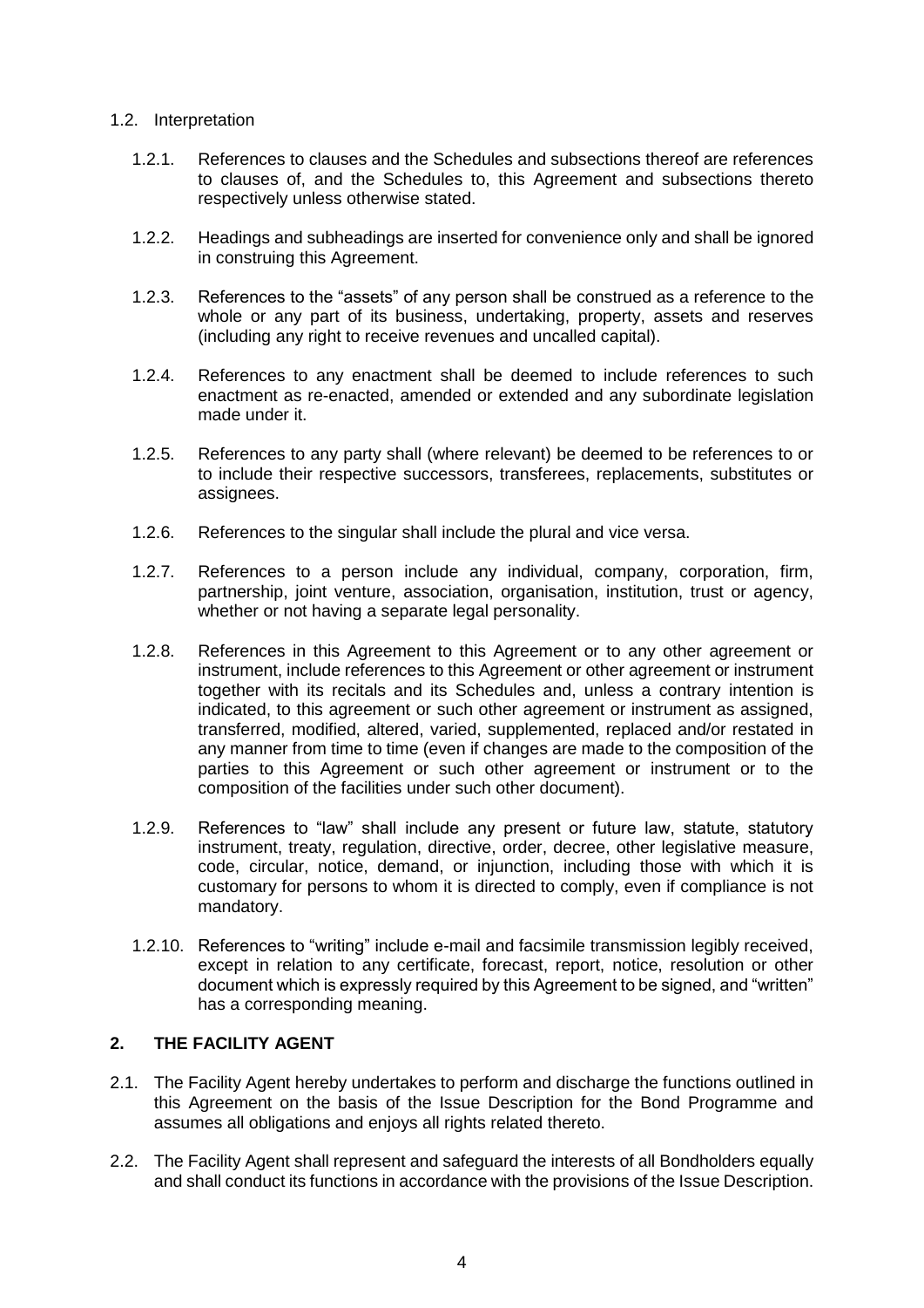1.2. Interpretation

1.2.1. References to clauses and the Schedules and subsections thereof are references to clauses of, and the Schedules to, this Agreement and subsections thereto respectively unless otherwise stated.

1.2.2. Headings and subheadings are inserted for convenience only and shall be ignored in construing this Agreement.

1.2.3. References to the "assets" of any person shall be construed as a reference to the whole or any part of its business, undertaking, property, assets and reserves (including any right to receive revenues and uncalled capital).

1.2.4. References to any enactment shall be deemed to include references to such enactment as re-enacted, amended or extended and any subordinate legislation made under it.

1.2.5. References to any party shall (where relevant) be deemed to be references to or to include their respective successors, transferees, replacements, substitutes or assignees.

1.2.6. References to the singular shall include the plural and vice versa.

1.2.7. References to a person include any individual, company, corporation, firm, partnership, joint venture, association, organisation, institution, trust or agency, whether or not having a separate legal personality.

1.2.8. References in this Agreement to this Agreement or to any other agreement or instrument, include references to this Agreement or other agreement or instrument together with its recitals and its Schedules and, unless a contrary intention is indicated, to this agreement or such other agreement or instrument as assigned, transferred, modified, altered, varied, supplemented, replaced and/or restated in any manner from time to time (even if changes are made to the composition of the parties to this Agreement or such other agreement or instrument or to the composition of the facilities under such other document).

1.2.9. References to "law" shall include any present or future law, statute, statutory instrument, treaty, regulation, directive, order, decree, other legislative measure, code, circular, notice, demand, or injunction, including those with which it is customary for persons to whom it is directed to comply, even if compliance is not mandatory.

1.2.10. References to "writing" include e-mail and facsimile transmission legibly received, except in relation to any certificate, forecast, report, notice, resolution or other document which is expressly required by this Agreement to be signed, and "written" has a corresponding meaning.

## 2. THE FACILITY AGENT

2.1. The Facility Agent hereby undertakes to perform and discharge the functions outlined in this Agreement on the basis of the Issue Description for the Bond Programme and assumes all obligations and enjoys all rights related thereto.

2.2. The Facility Agent shall represent and safeguard the interests of all Bondholders equally and shall conduct its functions in accordance with the provisions of the Issue Description.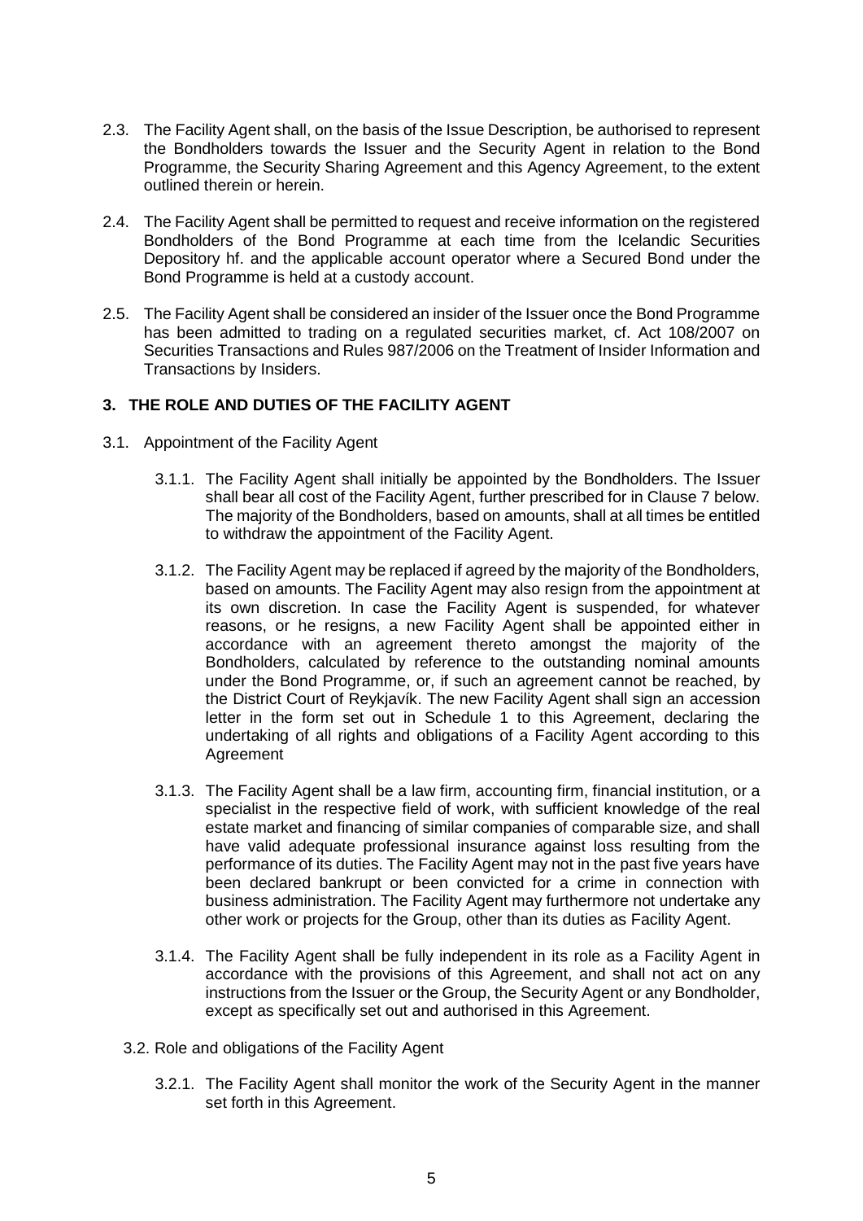2.3. The Facility Agent shall, on the basis of the Issue Description, be authorised to represent the Bondholders towards the Issuer and the Security Agent in relation to the Bond Programme, the Security Sharing Agreement and this Agency Agreement, to the extent outlined therein or herein.

2.4. The Facility Agent shall be permitted to request and receive information on the registered Bondholders of the Bond Programme at each time from the Icelandic Securities Depository hf. and the applicable account operator where a Secured Bond under the Bond Programme is held at a custody account.

2.5. The Facility Agent shall be considered an insider of the Issuer once the Bond Programme has been admitted to trading on a regulated securities market, cf. Act 108/2007 on Securities Transactions and Rules 987/2006 on the Treatment of Insider Information and Transactions by Insiders.

## 3. THE ROLE AND DUTIES OF THE FACILITY AGENT

3.1. Appointment of the Facility Agent

3.1.1. The Facility Agent shall initially be appointed by the Bondholders. The Issuer shall bear all cost of the Facility Agent, further prescribed for in Clause 7 below. The majority of the Bondholders, based on amounts, shall at all times be entitled to withdraw the appointment of the Facility Agent.

3.1.2. The Facility Agent may be replaced if agreed by the majority of the Bondholders, based on amounts. The Facility Agent may also resign from the appointment at its own discretion. In case the Facility Agent is suspended, for whatever reasons, or he resigns, a new Facility Agent shall be appointed either in accordance with an agreement thereto amongst the majority of the Bondholders, calculated by reference to the outstanding nominal amounts under the Bond Programme, or, if such an agreement cannot be reached, by the District Court of Reykjavík. The new Facility Agent shall sign an accession letter in the form set out in Schedule 1 to this Agreement, declaring the undertaking of all rights and obligations of a Facility Agent according to this Agreement

3.1.3. The Facility Agent shall be a law firm, accounting firm, financial institution, or a specialist in the respective field of work, with sufficient knowledge of the real estate market and financing of similar companies of comparable size, and shall have valid adequate professional insurance against loss resulting from the performance of its duties. The Facility Agent may not in the past five years have been declared bankrupt or been convicted for a crime in connection with business administration. The Facility Agent may furthermore not undertake any other work or projects for the Group, other than its duties as Facility Agent.

3.1.4. The Facility Agent shall be fully independent in its role as a Facility Agent in accordance with the provisions of this Agreement, and shall not act on any instructions from the Issuer or the Group, the Security Agent or any Bondholder, except as specifically set out and authorised in this Agreement.

3.2. Role and obligations of the Facility Agent

3.2.1. The Facility Agent shall monitor the work of the Security Agent in the manner set forth in this Agreement.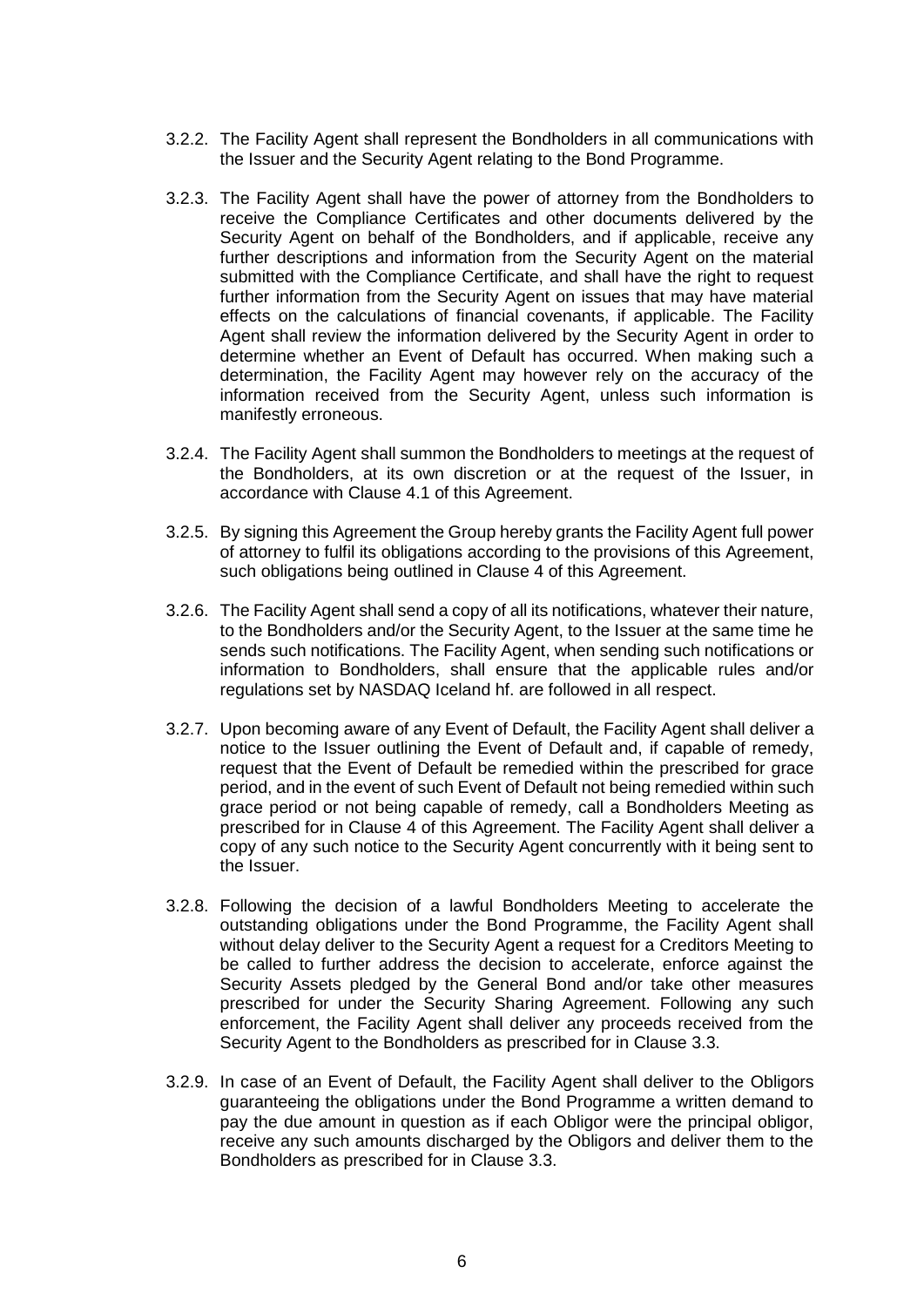3.2.2. The Facility Agent shall represent the Bondholders in all communications with the Issuer and the Security Agent relating to the Bond Programme.

3.2.3. The Facility Agent shall have the power of attorney from the Bondholders to receive the Compliance Certificates and other documents delivered by the Security Agent on behalf of the Bondholders, and if applicable, receive any further descriptions and information from the Security Agent on the material submitted with the Compliance Certificate, and shall have the right to request further information from the Security Agent on issues that may have material effects on the calculations of financial covenants, if applicable. The Facility Agent shall review the information delivered by the Security Agent in order to determine whether an Event of Default has occurred. When making such a determination, the Facility Agent may however rely on the accuracy of the information received from the Security Agent, unless such information is manifestly erroneous.

3.2.4. The Facility Agent shall summon the Bondholders to meetings at the request of the Bondholders, at its own discretion or at the request of the Issuer, in accordance with Clause 4.1 of this Agreement.

3.2.5. By signing this Agreement the Group hereby grants the Facility Agent full power of attorney to fulfil its obligations according to the provisions of this Agreement, such obligations being outlined in Clause 4 of this Agreement.

3.2.6. The Facility Agent shall send a copy of all its notifications, whatever their nature, to the Bondholders and/or the Security Agent, to the Issuer at the same time he sends such notifications. The Facility Agent, when sending such notifications or information to Bondholders, shall ensure that the applicable rules and/or regulations set by NASDAQ Iceland hf. are followed in all respect.

3.2.7. Upon becoming aware of any Event of Default, the Facility Agent shall deliver a notice to the Issuer outlining the Event of Default and, if capable of remedy, request that the Event of Default be remedied within the prescribed for grace period, and in the event of such Event of Default not being remedied within such grace period or not being capable of remedy, call a Bondholders Meeting as prescribed for in Clause 4 of this Agreement. The Facility Agent shall deliver a copy of any such notice to the Security Agent concurrently with it being sent to the Issuer.

3.2.8. Following the decision of a lawful Bondholders Meeting to accelerate the outstanding obligations under the Bond Programme, the Facility Agent shall without delay deliver to the Security Agent a request for a Creditors Meeting to be called to further address the decision to accelerate, enforce against the Security Assets pledged by the General Bond and/or take other measures prescribed for under the Security Sharing Agreement. Following any such enforcement, the Facility Agent shall deliver any proceeds received from the Security Agent to the Bondholders as prescribed for in Clause 3.3.

3.2.9. In case of an Event of Default, the Facility Agent shall deliver to the Obligors guaranteeing the obligations under the Bond Programme a written demand to pay the due amount in question as if each Obligor were the principal obligor, receive any such amounts discharged by the Obligors and deliver them to the Bondholders as prescribed for in Clause 3.3.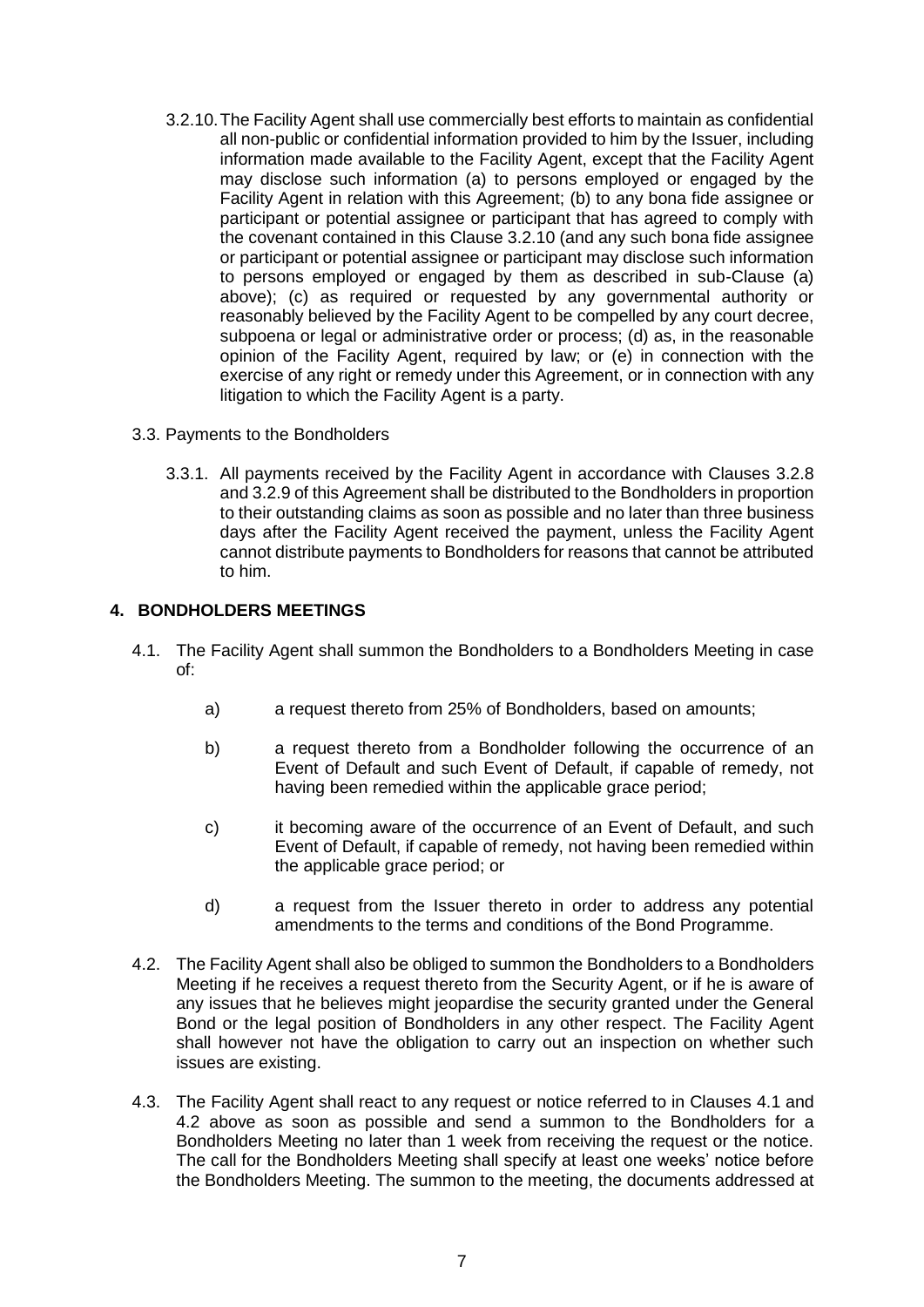3.2.10. The Facility Agent shall use commercially best efforts to maintain as confidential all non-public or confidential information provided to him by the Issuer, including information made available to the Facility Agent, except that the Facility Agent may disclose such information (a) to persons employed or engaged by the Facility Agent in relation with this Agreement; (b) to any bona fide assignee or participant or potential assignee or participant that has agreed to comply with the covenant contained in this Clause 3.2.10 (and any such bona fide assignee or participant or potential assignee or participant may disclose such information to persons employed or engaged by them as described in sub-Clause (a) above); (c) as required or requested by any governmental authority or reasonably believed by the Facility Agent to be compelled by any court decree, subpoena or legal or administrative order or process; (d) as, in the reasonable opinion of the Facility Agent, required by law; or (e) in connection with the exercise of any right or remedy under this Agreement, or in connection with any litigation to which the Facility Agent is a party.

3.3. Payments to the Bondholders

3.3.1. All payments received by the Facility Agent in accordance with Clauses 3.2.8 and 3.2.9 of this Agreement shall be distributed to the Bondholders in proportion to their outstanding claims as soon as possible and no later than three business days after the Facility Agent received the payment, unless the Facility Agent cannot distribute payments to Bondholders for reasons that cannot be attributed to him.

## 4. BONDHOLDERS MEETINGS

4.1. The Facility Agent shall summon the Bondholders to a Bondholders Meeting in case of:

a) a request thereto from 25% of Bondholders, based on amounts;

b) a request thereto from a Bondholder following the occurrence of an Event of Default and such Event of Default, if capable of remedy, not having been remedied within the applicable grace period;

c) it becoming aware of the occurrence of an Event of Default, and such Event of Default, if capable of remedy, not having been remedied within the applicable grace period; or

d) a request from the Issuer thereto in order to address any potential amendments to the terms and conditions of the Bond Programme.

4.2. The Facility Agent shall also be obliged to summon the Bondholders to a Bondholders Meeting if he receives a request thereto from the Security Agent, or if he is aware of any issues that he believes might jeopardise the security granted under the General Bond or the legal position of Bondholders in any other respect. The Facility Agent shall however not have the obligation to carry out an inspection on whether such issues are existing.

4.3. The Facility Agent shall react to any request or notice referred to in Clauses 4.1 and 4.2 above as soon as possible and send a summon to the Bondholders for a Bondholders Meeting no later than 1 week from receiving the request or the notice. The call for the Bondholders Meeting shall specify at least one weeks' notice before the Bondholders Meeting. The summon to the meeting, the documents addressed at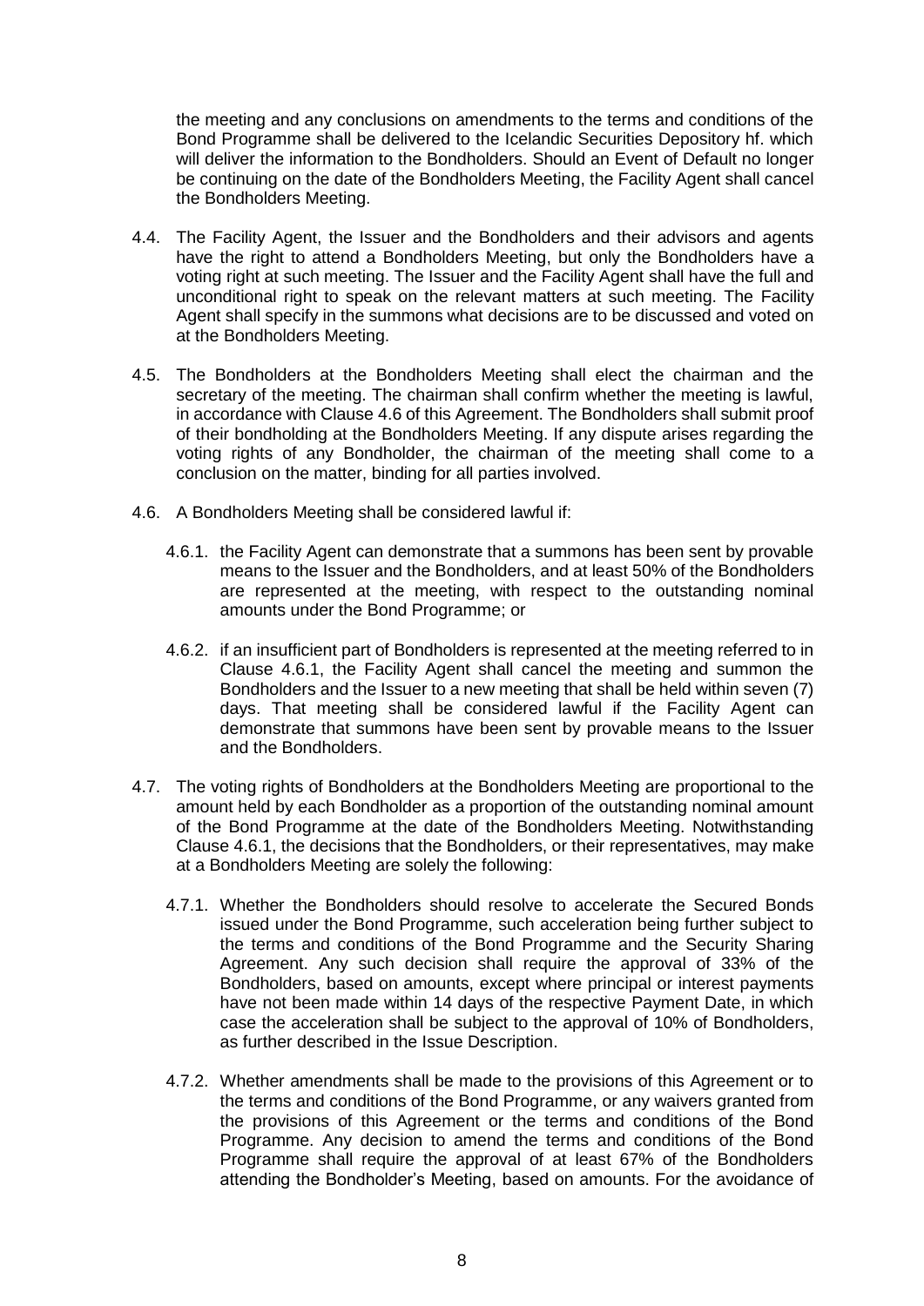the meeting and any conclusions on amendments to the terms and conditions of the Bond Programme shall be delivered to the Icelandic Securities Depository hf. which will deliver the information to the Bondholders. Should an Event of Default no longer be continuing on the date of the Bondholders Meeting, the Facility Agent shall cancel the Bondholders Meeting.

4.4. The Facility Agent, the Issuer and the Bondholders and their advisors and agents have the right to attend a Bondholders Meeting, but only the Bondholders have a voting right at such meeting. The Issuer and the Facility Agent shall have the full and unconditional right to speak on the relevant matters at such meeting. The Facility Agent shall specify in the summons what decisions are to be discussed and voted on at the Bondholders Meeting.

4.5. The Bondholders at the Bondholders Meeting shall elect the chairman and the secretary of the meeting. The chairman shall confirm whether the meeting is lawful, in accordance with Clause 4.6 of this Agreement. The Bondholders shall submit proof of their bondholding at the Bondholders Meeting. If any dispute arises regarding the voting rights of any Bondholder, the chairman of the meeting shall come to a conclusion on the matter, binding for all parties involved.

4.6. A Bondholders Meeting shall be considered lawful if:

4.6.1. the Facility Agent can demonstrate that a summons has been sent by provable means to the Issuer and the Bondholders, and at least 50% of the Bondholders are represented at the meeting, with respect to the outstanding nominal amounts under the Bond Programme; or

4.6.2. if an insufficient part of Bondholders is represented at the meeting referred to in Clause 4.6.1, the Facility Agent shall cancel the meeting and summon the Bondholders and the Issuer to a new meeting that shall be held within seven (7) days. That meeting shall be considered lawful if the Facility Agent can demonstrate that summons have been sent by provable means to the Issuer and the Bondholders.

4.7. The voting rights of Bondholders at the Bondholders Meeting are proportional to the amount held by each Bondholder as a proportion of the outstanding nominal amount of the Bond Programme at the date of the Bondholders Meeting. Notwithstanding Clause 4.6.1, the decisions that the Bondholders, or their representatives, may make at a Bondholders Meeting are solely the following:

4.7.1. Whether the Bondholders should resolve to accelerate the Secured Bonds issued under the Bond Programme, such acceleration being further subject to the terms and conditions of the Bond Programme and the Security Sharing Agreement. Any such decision shall require the approval of 33% of the Bondholders, based on amounts, except where principal or interest payments have not been made within 14 days of the respective Payment Date, in which case the acceleration shall be subject to the approval of 10% of Bondholders, as further described in the Issue Description.

4.7.2. Whether amendments shall be made to the provisions of this Agreement or to the terms and conditions of the Bond Programme, or any waivers granted from the provisions of this Agreement or the terms and conditions of the Bond Programme. Any decision to amend the terms and conditions of the Bond Programme shall require the approval of at least 67% of the Bondholders attending the Bondholder's Meeting, based on amounts. For the avoidance of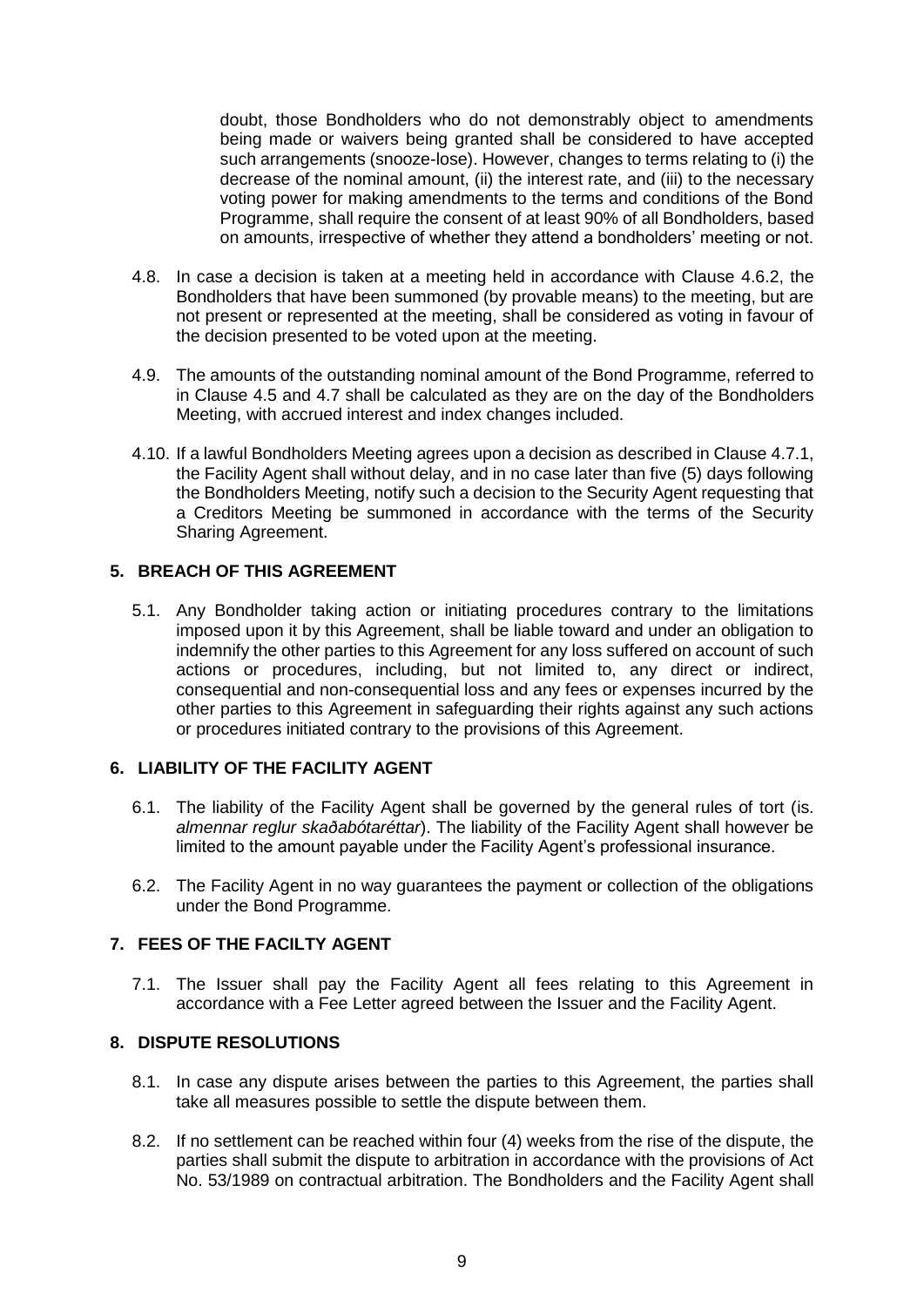doubt, those Bondholders who do not demonstrably object to amendments being made or waivers being granted shall be considered to have accepted such arrangements (snooze-lose). However, changes to terms relating to (i) the decrease of the nominal amount, (ii) the interest rate, and (iii) to the necessary voting power for making amendments to the terms and conditions of the Bond Programme, shall require the consent of at least 90% of all Bondholders, based on amounts, irrespective of whether they attend a bondholders' meeting or not.

4.8. In case a decision is taken at a meeting held in accordance with Clause 4.6.2, the Bondholders that have been summoned (by provable means) to the meeting, but are not present or represented at the meeting, shall be considered as voting in favour of the decision presented to be voted upon at the meeting.

4.9. The amounts of the outstanding nominal amount of the Bond Programme, referred to in Clause 4.5 and 4.7 shall be calculated as they are on the day of the Bondholders Meeting, with accrued interest and index changes included.

4.10. If a lawful Bondholders Meeting agrees upon a decision as described in Clause 4.7.1, the Facility Agent shall without delay, and in no case later than five (5) days following the Bondholders Meeting, notify such a decision to the Security Agent requesting that a Creditors Meeting be summoned in accordance with the terms of the Security Sharing Agreement.

## 5. BREACH OF THIS AGREEMENT

5.1. Any Bondholder taking action or initiating procedures contrary to the limitations imposed upon it by this Agreement, shall be liable toward and under an obligation to indemnify the other parties to this Agreement for any loss suffered on account of such actions or procedures, including, but not limited to, any direct or indirect, consequential and non-consequential loss and any fees or expenses incurred by the other parties to this Agreement in safeguarding their rights against any such actions or procedures initiated contrary to the provisions of this Agreement.

## 6. LIABILITY OF THE FACILITY AGENT

6.1. The liability of the Facility Agent shall be governed by the general rules of tort (is. *almennar reglur skaðabótaréttar*). The liability of the Facility Agent shall however be limited to the amount payable under the Facility Agent's professional insurance.

6.2. The Facility Agent in no way guarantees the payment or collection of the obligations under the Bond Programme.

## 7. FEES OF THE FACILTY AGENT

7.1. The Issuer shall pay the Facility Agent all fees relating to this Agreement in accordance with a Fee Letter agreed between the Issuer and the Facility Agent.

## 8. DISPUTE RESOLUTIONS

8.1. In case any dispute arises between the parties to this Agreement, the parties shall take all measures possible to settle the dispute between them.

8.2. If no settlement can be reached within four (4) weeks from the rise of the dispute, the parties shall submit the dispute to arbitration in accordance with the provisions of Act No. 53/1989 on contractual arbitration. The Bondholders and the Facility Agent shall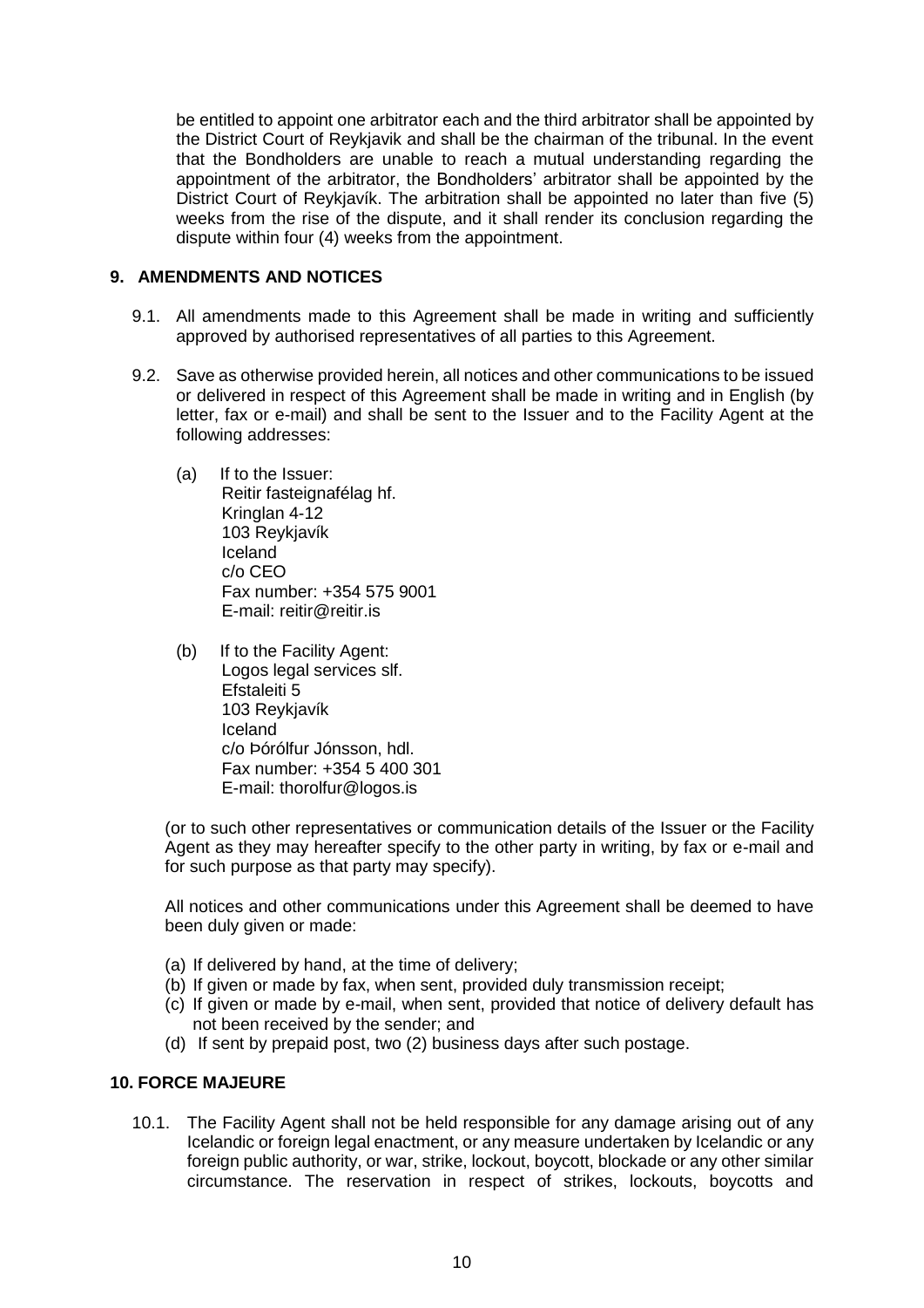be entitled to appoint one arbitrator each and the third arbitrator shall be appointed by the District Court of Reykjavik and shall be the chairman of the tribunal. In the event that the Bondholders are unable to reach a mutual understanding regarding the appointment of the arbitrator, the Bondholders' arbitrator shall be appointed by the District Court of Reykjavík. The arbitration shall be appointed no later than five (5) weeks from the rise of the dispute, and it shall render its conclusion regarding the dispute within four (4) weeks from the appointment.

## 9. AMENDMENTS AND NOTICES

9.1. All amendments made to this Agreement shall be made in writing and sufficiently approved by authorised representatives of all parties to this Agreement.

9.2. Save as otherwise provided herein, all notices and other communications to be issued or delivered in respect of this Agreement shall be made in writing and in English (by letter, fax or e-mail) and shall be sent to the Issuer and to the Facility Agent at the following addresses:

(a) If to the Issuer:
Reitir fasteignafélag hf.
Kringlan 4-12
103 Reykjavík
Iceland
c/o CEO
Fax number: +354 575 9001
E-mail: reitir@reitir.is

(b) If to the Facility Agent:
Logos legal services slf.
Efstaleiti 5
103 Reykjavík
Iceland
c/o Þórólfur Jónsson, hdl.
Fax number: +354 5 400 301
E-mail: thorolfur@logos.is

(or to such other representatives or communication details of the Issuer or the Facility Agent as they may hereafter specify to the other party in writing, by fax or e-mail and for such purpose as that party may specify).

All notices and other communications under this Agreement shall be deemed to have been duly given or made:

(a) If delivered by hand, at the time of delivery;
(b) If given or made by fax, when sent, provided duly transmission receipt;
(c) If given or made by e-mail, when sent, provided that notice of delivery default has not been received by the sender; and
(d) If sent by prepaid post, two (2) business days after such postage.

## 10. FORCE MAJEURE

10.1. The Facility Agent shall not be held responsible for any damage arising out of any Icelandic or foreign legal enactment, or any measure undertaken by Icelandic or any foreign public authority, or war, strike, lockout, boycott, blockade or any other similar circumstance. The reservation in respect of strikes, lockouts, boycotts and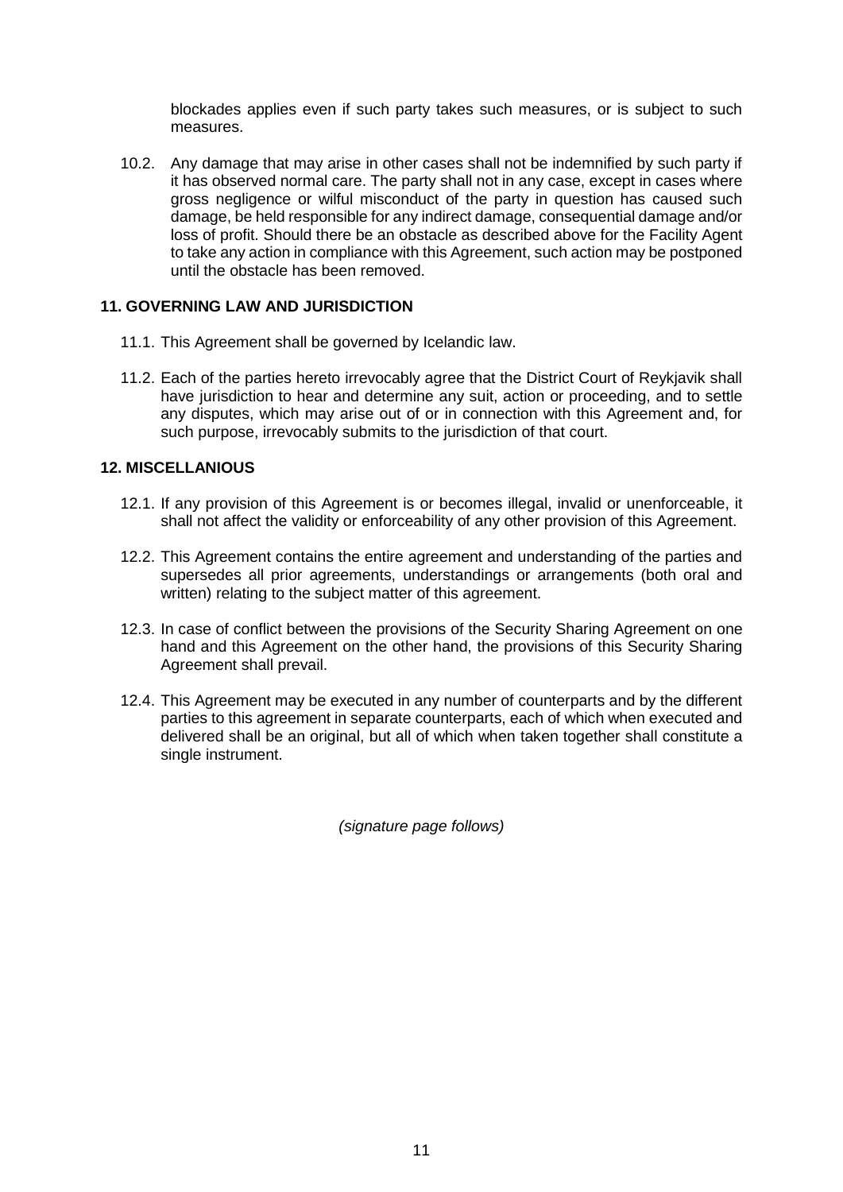blockades applies even if such party takes such measures, or is subject to such measures.

10.2. Any damage that may arise in other cases shall not be indemnified by such party if it has observed normal care. The party shall not in any case, except in cases where gross negligence or wilful misconduct of the party in question has caused such damage, be held responsible for any indirect damage, consequential damage and/or loss of profit. Should there be an obstacle as described above for the Facility Agent to take any action in compliance with this Agreement, such action may be postponed until the obstacle has been removed.

## 11. GOVERNING LAW AND JURISDICTION

11.1. This Agreement shall be governed by Icelandic law.

11.2. Each of the parties hereto irrevocably agree that the District Court of Reykjavik shall have jurisdiction to hear and determine any suit, action or proceeding, and to settle any disputes, which may arise out of or in connection with this Agreement and, for such purpose, irrevocably submits to the jurisdiction of that court.

## 12. MISCELLANIOUS

12.1. If any provision of this Agreement is or becomes illegal, invalid or unenforceable, it shall not affect the validity or enforceability of any other provision of this Agreement.

12.2. This Agreement contains the entire agreement and understanding of the parties and supersedes all prior agreements, understandings or arrangements (both oral and written) relating to the subject matter of this agreement.

12.3. In case of conflict between the provisions of the Security Sharing Agreement on one hand and this Agreement on the other hand, the provisions of this Security Sharing Agreement shall prevail.

12.4. This Agreement may be executed in any number of counterparts and by the different parties to this agreement in separate counterparts, each of which when executed and delivered shall be an original, but all of which when taken together shall constitute a single instrument.

*(signature page follows)*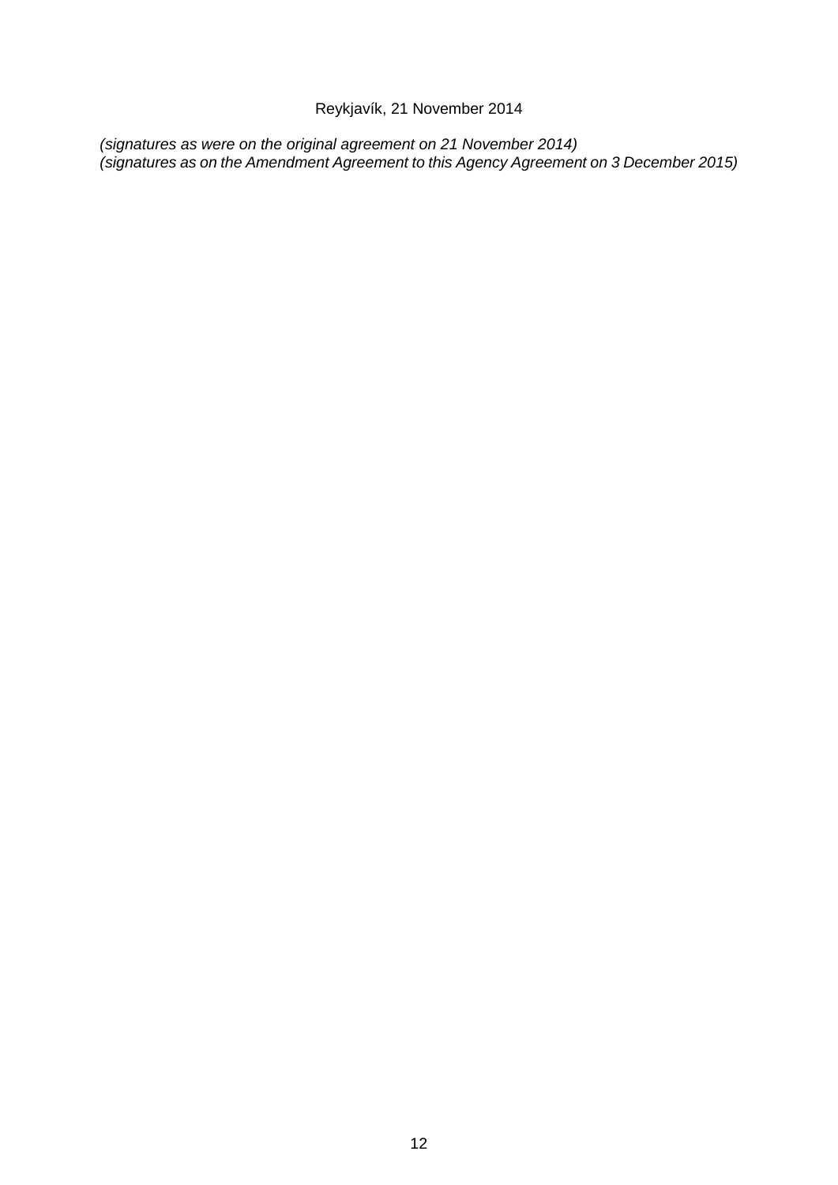Reykjavík, 21 November 2014

*(signatures as were on the original agreement on 21 November 2014)*
*(signatures as on the Amendment Agreement to this Agency Agreement on 3 December 2015)*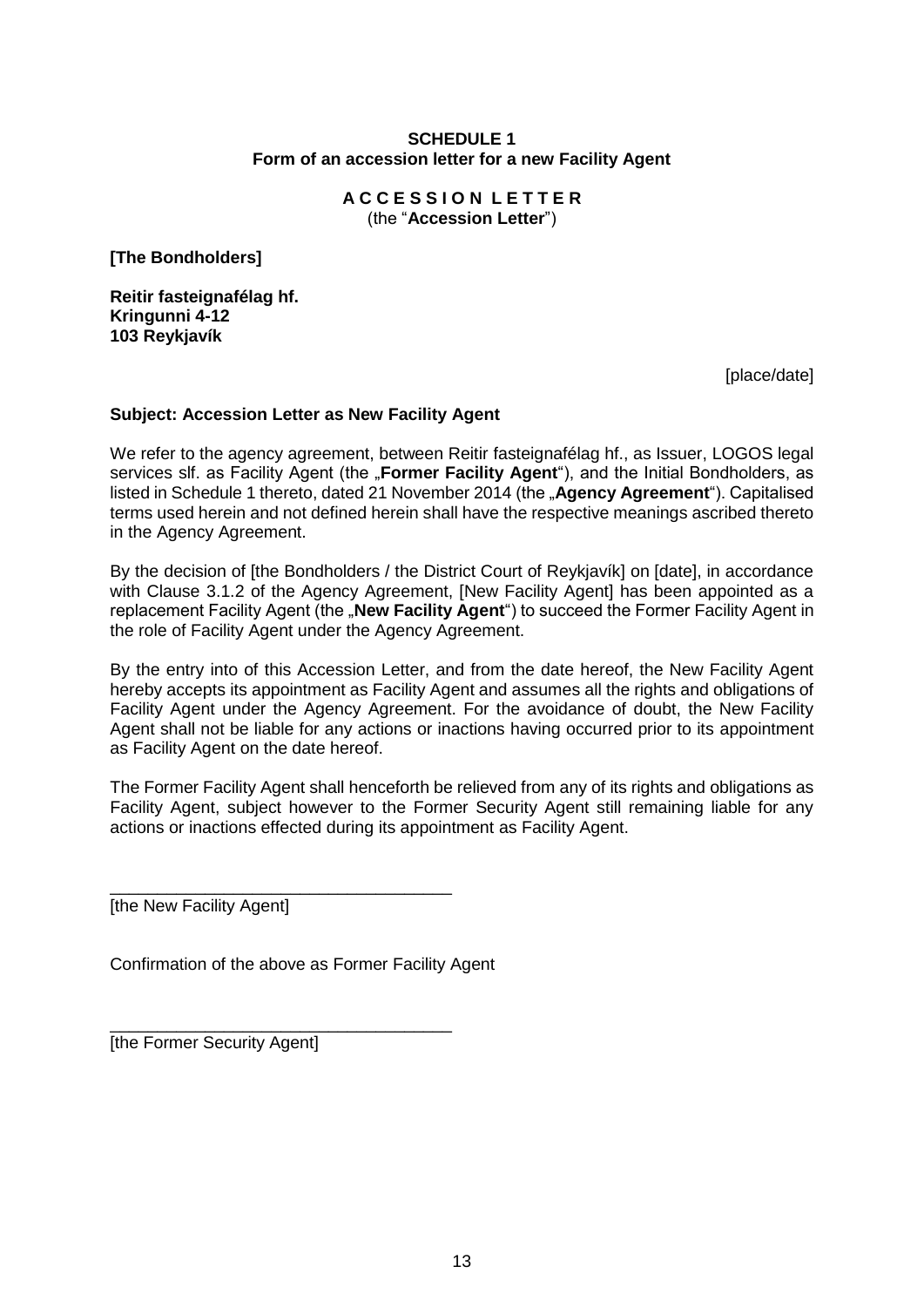**SCHEDULE 1**
**Form of an accession letter for a new Facility Agent**

**A C C E S S I O N L E T T E R**
(the "**Accession Letter**")

**[The Bondholders]**

**Reitir fasteignafélag hf.**
**Kringunni 4-12**
**103 Reykjavík**

[place/date]

**Subject: Accession Letter as New Facility Agent**

We refer to the agency agreement, between Reitir fasteignafélag hf., as Issuer, LOGOS legal services slf. as Facility Agent (the „**Former Facility Agent**"), and the Initial Bondholders, as listed in Schedule 1 thereto, dated 21 November 2014 (the „**Agency Agreement**"). Capitalised terms used herein and not defined herein shall have the respective meanings ascribed thereto in the Agency Agreement.

By the decision of [the Bondholders / the District Court of Reykjavík] on [date], in accordance with Clause 3.1.2 of the Agency Agreement, [New Facility Agent] has been appointed as a replacement Facility Agent (the „**New Facility Agent**") to succeed the Former Facility Agent in the role of Facility Agent under the Agency Agreement.

By the entry into of this Accession Letter, and from the date hereof, the New Facility Agent hereby accepts its appointment as Facility Agent and assumes all the rights and obligations of Facility Agent under the Agency Agreement. For the avoidance of doubt, the New Facility Agent shall not be liable for any actions or inactions having occurred prior to its appointment as Facility Agent on the date hereof.

The Former Facility Agent shall henceforth be relieved from any of its rights and obligations as Facility Agent, subject however to the Former Security Agent still remaining liable for any actions or inactions effected during its appointment as Facility Agent.

\_\_\_\_\_\_\_\_\_\_\_\_\_\_\_\_\_\_\_\_\_\_\_\_\_\_\_\_\_\_\_\_\_\_\_\_
[the New Facility Agent]

Confirmation of the above as Former Facility Agent

\_\_\_\_\_\_\_\_\_\_\_\_\_\_\_\_\_\_\_\_\_\_\_\_\_\_\_\_\_\_\_\_\_\_\_\_
[the Former Security Agent]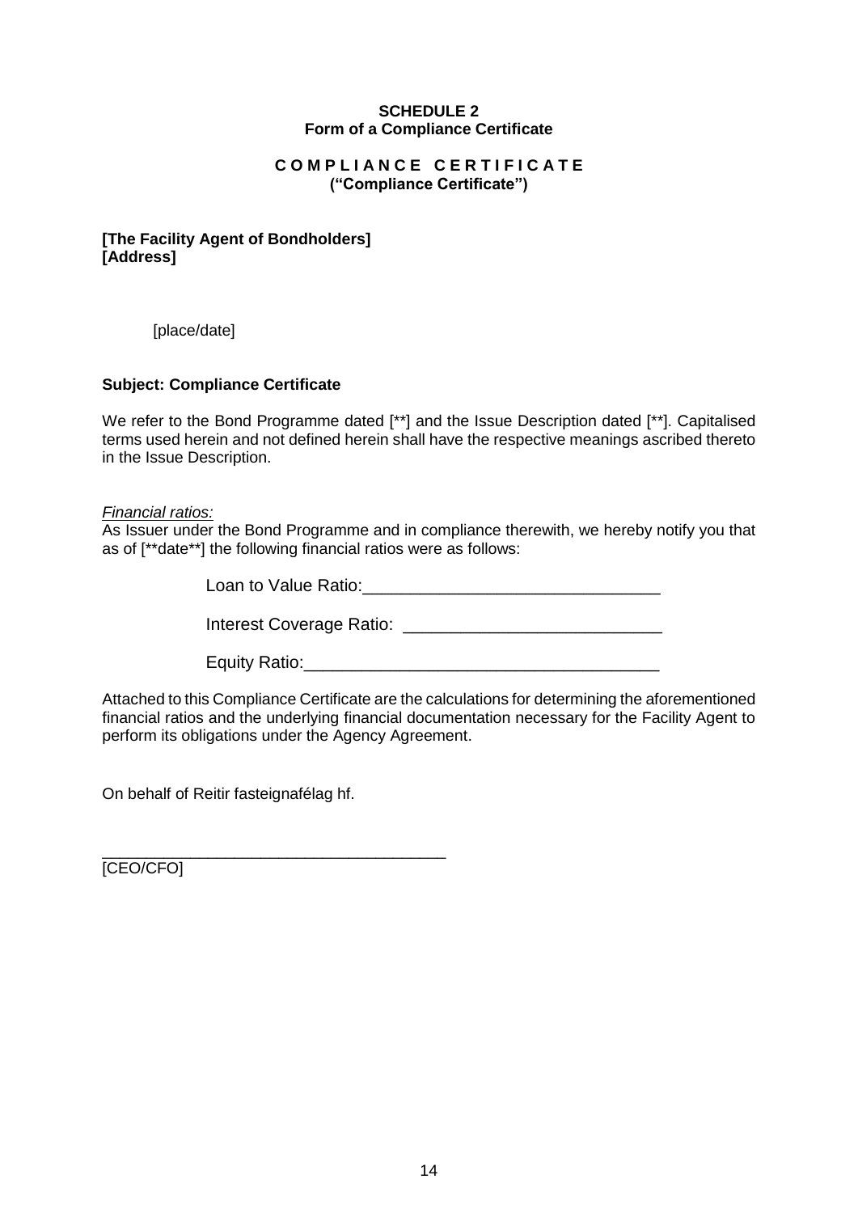**SCHEDULE 2**
**Form of a Compliance Certificate**

**C O M P L I A N C E C E R T I F I C A T E**
**("Compliance Certificate")**

**[The Facility Agent of Bondholders]**
**[Address]**

[place/date]

**Subject: Compliance Certificate**

We refer to the Bond Programme dated [**] and the Issue Description dated [**]. Capitalised terms used herein and not defined herein shall have the respective meanings ascribed thereto in the Issue Description.

*Financial ratios:*
As Issuer under the Bond Programme and in compliance therewith, we hereby notify you that as of [**date**] the following financial ratios were as follows:

Loan to Value Ratio:_______________________________

Interest Coverage Ratio: ___________________________

Equity Ratio:_____________________________________

Attached to this Compliance Certificate are the calculations for determining the aforementioned financial ratios and the underlying financial documentation necessary for the Facility Agent to perform its obligations under the Agency Agreement.

On behalf of Reitir fasteignafélag hf.

_____________________________________
[CEO/CFO]